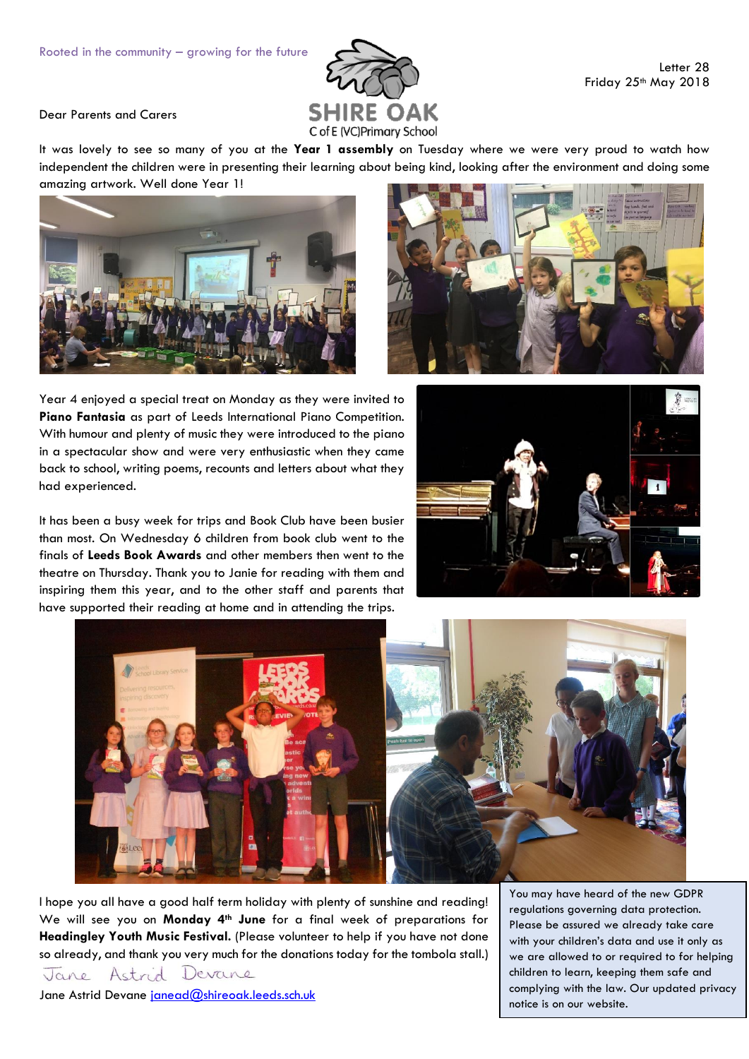Rooted in the community – growing for the future

SHIRE OAK
C of E (VC)Primary School

Letter 28
Friday 25th May 2018

Dear Parents and Carers

It was lovely to see so many of you at the **Year 1 assembly** on Tuesday where we were very proud to watch how independent the children were in presenting their learning about being kind, looking after the environment and doing some amazing artwork. Well done Year 1!

Year 4 enjoyed a special treat on Monday as they were invited to **Piano Fantasia** as part of Leeds International Piano Competition. With humour and plenty of music they were introduced to the piano in a spectacular show and were very enthusiastic when they came back to school, writing poems, recounts and letters about what they had experienced.

It has been a busy week for trips and Book Club have been busier than most. On Wednesday 6 children from book club went to the finals of **Leeds Book Awards** and other members then went to the theatre on Thursday. Thank you to Janie for reading with them and inspiring them this year, and to the other staff and parents that have supported their reading at home and in attending the trips.

I hope you all have a good half term holiday with plenty of sunshine and reading! We will see you on **Monday 4th June** for a final week of preparations for **Headingley Youth Music Festival.** (Please volunteer to help if you have not done so already, and thank you very much for the donations today for the tombola stall.)

Jane Astrid Devane

Jane Astrid Devane janead@shireoak.leeds.sch.uk

You may have heard of the new GDPR regulations governing data protection. Please be assured we already take care with your children's data and use it only as we are allowed to or required to for helping children to learn, keeping them safe and complying with the law. Our updated privacy notice is on our website.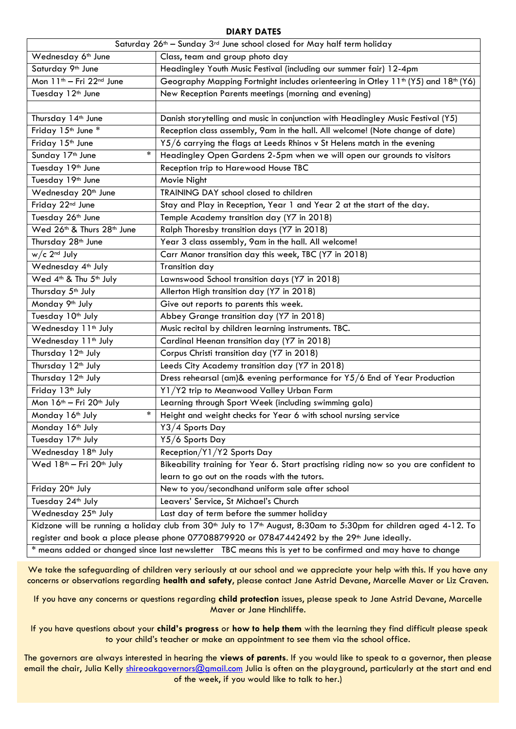## DIARY DATES

| | |
|---|---|
| Saturday 26th – Sunday 3rd June school closed for May half term holiday | |
| Wednesday 6th June | Class, team and group photo day |
| Saturday 9th June | Headingley Youth Music Festival (including our summer fair) 12-4pm |
| Mon 11th – Fri 22nd June | Geography Mapping Fortnight includes orienteering in Otley 11th (Y5) and 18th (Y6) |
| Tuesday 12th June | New Reception Parents meetings (morning and evening) |
| | |
| Thursday 14th June | Danish storytelling and music in conjunction with Headingley Music Festival (Y5) |
| Friday 15th June * | Reception class assembly, 9am in the hall. All welcome! (Note change of date) |
| Friday 15th June | Y5/6 carrying the flags at Leeds Rhinos v St Helens match in the evening |
| Sunday 17th June * | Headingley Open Gardens 2-5pm when we will open our grounds to visitors |
| Tuesday 19th June | Reception trip to Harewood House TBC |
| Tuesday 19th June | Movie Night |
| Wednesday 20th June | TRAINING DAY school closed to children |
| Friday 22nd June | Stay and Play in Reception, Year 1 and Year 2 at the start of the day. |
| Tuesday 26th June | Temple Academy transition day (Y7 in 2018) |
| Wed 26th & Thurs 28th June | Ralph Thoresby transition days (Y7 in 2018) |
| Thursday 28th June | Year 3 class assembly, 9am in the hall. All welcome! |
| w/c 2nd July | Carr Manor transition day this week, TBC (Y7 in 2018) |
| Wednesday 4th July | Transition day |
| Wed 4th & Thu 5th July | Lawnswood School transition days (Y7 in 2018) |
| Thursday 5th July | Allerton High transition day (Y7 in 2018) |
| Monday 9th July | Give out reports to parents this week. |
| Tuesday 10th July | Abbey Grange transition day (Y7 in 2018) |
| Wednesday 11th July | Music recital by children learning instruments. TBC. |
| Wednesday 11th July | Cardinal Heenan transition day (Y7 in 2018) |
| Thursday 12th July | Corpus Christi transition day (Y7 in 2018) |
| Thursday 12th July | Leeds City Academy transition day (Y7 in 2018) |
| Thursday 12th July | Dress rehearsal (am)& evening performance for Y5/6 End of Year Production |
| Friday 13th July | Y1/Y2 trip to Meanwood Valley Urban Farm |
| Mon 16th – Fri 20th July | Learning through Sport Week (including swimming gala) |
| Monday 16th July * | Height and weight checks for Year 6 with school nursing service |
| Monday 16th July | Y3/4 Sports Day |
| Tuesday 17th July | Y5/6 Sports Day |
| Wednesday 18th July | Reception/Y1/Y2 Sports Day |
| Wed 18th – Fri 20th July | Bikeability training for Year 6. Start practising riding now so you are confident to learn to go out on the roads with the tutors. |
| Friday 20th July | New to you/secondhand uniform sale after school |
| Tuesday 24th July | Leavers' Service, St Michael's Church |
| Wednesday 25th July | Last day of term before the summer holiday |
| Kidzone will be running a holiday club from 30th July to 17th August, 8:30am to 5:30pm for children aged 4-12. To register and book a place please phone 07708879920 or 07847442492 by the 29th June ideally. | |
| * means added or changed since last newsletter TBC means this is yet to be confirmed and may have to change | |

We take the safeguarding of children very seriously at our school and we appreciate your help with this. If you have any concerns or observations regarding **health and safety**, please contact Jane Astrid Devane, Marcelle Maver or Liz Craven.

If you have any concerns or questions regarding **child protection** issues, please speak to Jane Astrid Devane, Marcelle Maver or Jane Hinchliffe.

If you have questions about your **child's progress** or **how to help them** with the learning they find difficult please speak to your child's teacher or make an appointment to see them via the school office.

The governors are always interested in hearing the **views of parents**. If you would like to speak to a governor, then please email the chair, Julia Kelly shireoakgovernors@gmail.com Julia is often on the playground, particularly at the start and end of the week, if you would like to talk to her.)